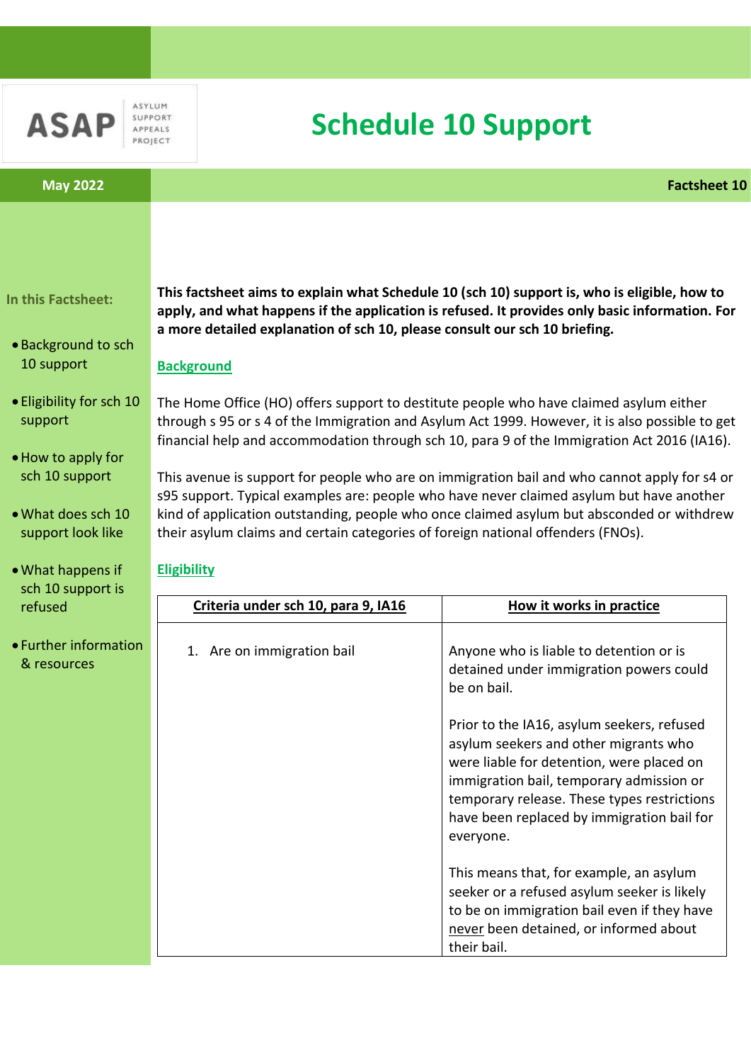ASAP ASYLUM SUPPORT APPEALS PROJECT

# Schedule 10 Support

**May 2022** | **Factsheet 10**

**In this Factsheet:**

- Background to sch 10 support
- Eligibility for sch 10 support
- How to apply for sch 10 support
- What does sch 10 support look like
- What happens if sch 10 support is refused
- Further information & resources

**This factsheet aims to explain what Schedule 10 (sch 10) support is, who is eligible, how to apply, and what happens if the application is refused. It provides only basic information. For a more detailed explanation of sch 10, please consult our sch 10 briefing.**

## Background

The Home Office (HO) offers support to destitute people who have claimed asylum either through s 95 or s 4 of the Immigration and Asylum Act 1999. However, it is also possible to get financial help and accommodation through sch 10, para 9 of the Immigration Act 2016 (IA16).

This avenue is support for people who are on immigration bail and who cannot apply for s4 or s95 support. Typical examples are: people who have never claimed asylum but have another kind of application outstanding, people who once claimed asylum but absconded or withdrew their asylum claims and certain categories of foreign national offenders (FNOs).

## Eligibility

| Criteria under sch 10, para 9, IA16 | How it works in practice |
|---|---|
| 1. Are on immigration bail | Anyone who is liable to detention or is detained under immigration powers could be on bail.<br><br>Prior to the IA16, asylum seekers, refused asylum seekers and other migrants who were liable for detention, were placed on immigration bail, temporary admission or temporary release. These types restrictions have been replaced by immigration bail for everyone.<br><br>This means that, for example, an asylum seeker or a refused asylum seeker is likely to be on immigration bail even if they have never been detained, or informed about their bail. |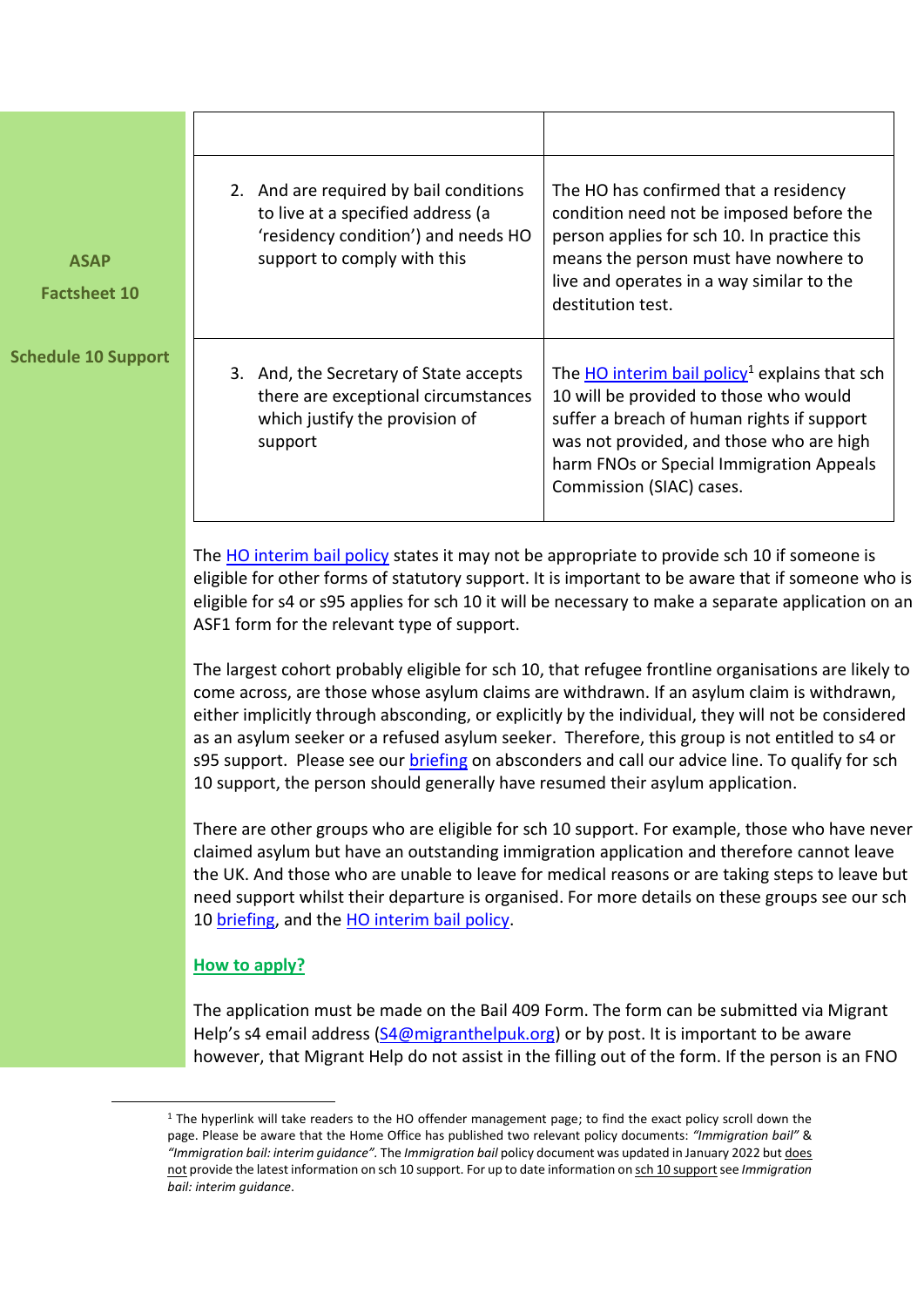| | |
|---|---|
| 2. And are required by bail conditions to live at a specified address (a 'residency condition') and needs HO support to comply with this | The HO has confirmed that a residency condition need not be imposed before the person applies for sch 10. In practice this means the person must have nowhere to live and operates in a way similar to the destitution test. |
| 3. And, the Secretary of State accepts there are exceptional circumstances which justify the provision of support | The HO interim bail policy[1] explains that sch 10 will be provided to those who would suffer a breach of human rights if support was not provided, and those who are high harm FNOs or Special Immigration Appeals Commission (SIAC) cases. |

The HO interim bail policy states it may not be appropriate to provide sch 10 if someone is eligible for other forms of statutory support. It is important to be aware that if someone who is eligible for s4 or s95 applies for sch 10 it will be necessary to make a separate application on an ASF1 form for the relevant type of support.

The largest cohort probably eligible for sch 10, that refugee frontline organisations are likely to come across, are those whose asylum claims are withdrawn. If an asylum claim is withdrawn, either implicitly through absconding, or explicitly by the individual, they will not be considered as an asylum seeker or a refused asylum seeker. Therefore, this group is not entitled to s4 or s95 support. Please see our briefing on absconders and call our advice line. To qualify for sch 10 support, the person should generally have resumed their asylum application.

There are other groups who are eligible for sch 10 support. For example, those who have never claimed asylum but have an outstanding immigration application and therefore cannot leave the UK. And those who are unable to leave for medical reasons or are taking steps to leave but need support whilst their departure is organised. For more details on these groups see our sch 10 briefing, and the HO interim bail policy.

## How to apply?

The application must be made on the Bail 409 Form. The form can be submitted via Migrant Help's s4 email address (S4@migranthelpuk.org) or by post. It is important to be aware however, that Migrant Help do not assist in the filling out of the form. If the person is an FNO

---

[1] The hyperlink will take readers to the HO offender management page; to find the exact policy scroll down the page. Please be aware that the Home Office has published two relevant policy documents: *"Immigration bail"* & *"Immigration bail: interim guidance"*. The *Immigration bail* policy document was updated in January 2022 but does not provide the latest information on sch 10 support. For up to date information on sch 10 support see *Immigration bail: interim guidance*.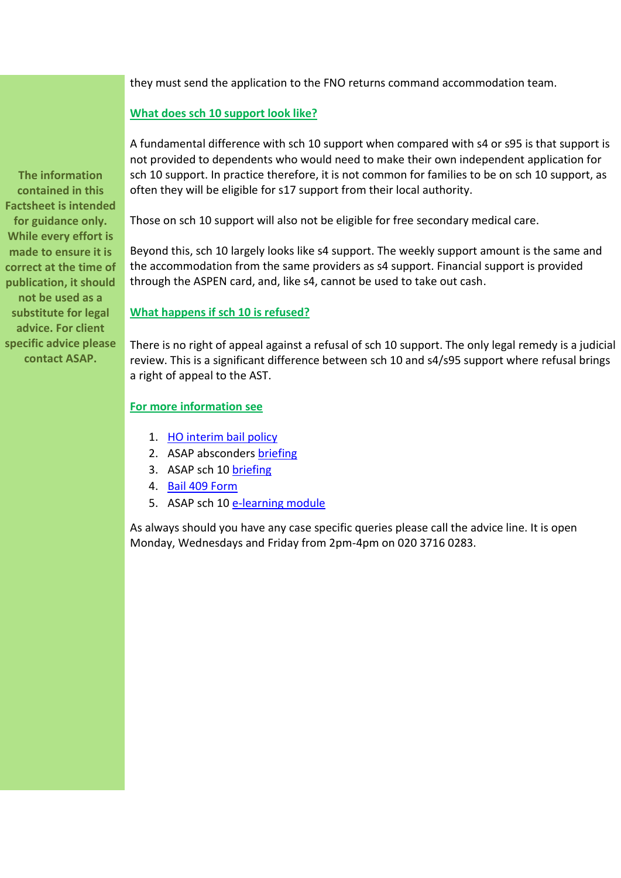The information contained in this Factsheet is intended for guidance only. While every effort is made to ensure it is correct at the time of publication, it should not be used as a substitute for legal advice. For client specific advice please contact ASAP.

they must send the application to the FNO returns command accommodation team.

## What does sch 10 support look like?

A fundamental difference with sch 10 support when compared with s4 or s95 is that support is not provided to dependents who would need to make their own independent application for sch 10 support. In practice therefore, it is not common for families to be on sch 10 support, as often they will be eligible for s17 support from their local authority.

Those on sch 10 support will also not be eligible for free secondary medical care.

Beyond this, sch 10 largely looks like s4 support. The weekly support amount is the same and the accommodation from the same providers as s4 support. Financial support is provided through the ASPEN card, and, like s4, cannot be used to take out cash.

## What happens if sch 10 is refused?

There is no right of appeal against a refusal of sch 10 support. The only legal remedy is a judicial review. This is a significant difference between sch 10 and s4/s95 support where refusal brings a right of appeal to the AST.

## For more information see

1. HO interim bail policy
2. ASAP absconders briefing
3. ASAP sch 10 briefing
4. Bail 409 Form
5. ASAP sch 10 e-learning module

As always should you have any case specific queries please call the advice line. It is open Monday, Wednesdays and Friday from 2pm-4pm on 020 3716 0283.